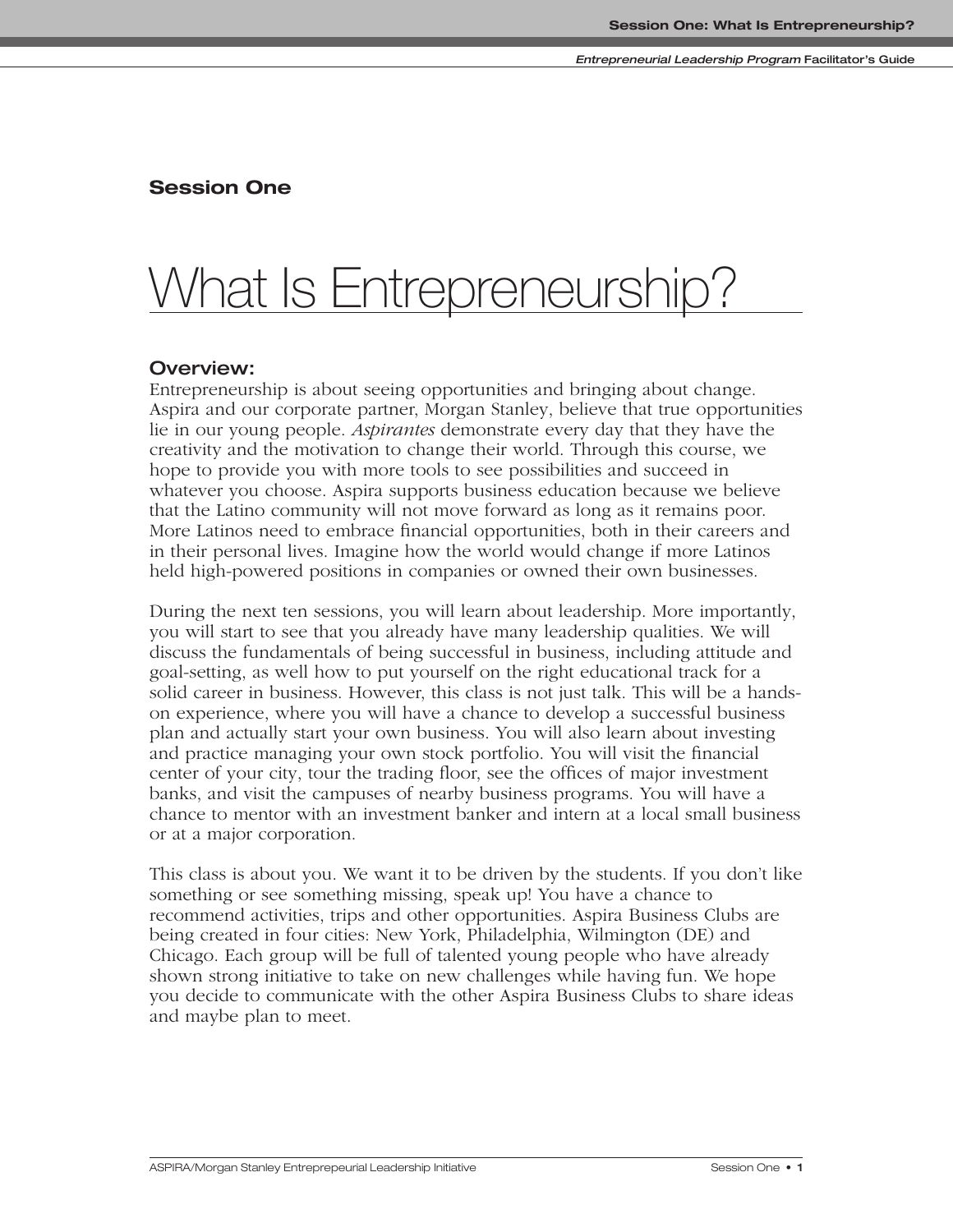## Session One

# What Is Entrepreneurship?

### Overview:

Entrepreneurship is about seeing opportunities and bringing about change. Aspira and our corporate partner, Morgan Stanley, believe that true opportunities lie in our young people. *Aspirantes* demonstrate every day that they have the creativity and the motivation to change their world. Through this course, we hope to provide you with more tools to see possibilities and succeed in whatever you choose. Aspira supports business education because we believe that the Latino community will not move forward as long as it remains poor. More Latinos need to embrace financial opportunities, both in their careers and in their personal lives. Imagine how the world would change if more Latinos held high-powered positions in companies or owned their own businesses.

During the next ten sessions, you will learn about leadership. More importantly, you will start to see that you already have many leadership qualities. We will discuss the fundamentals of being successful in business, including attitude and goal-setting, as well how to put yourself on the right educational track for a solid career in business. However, this class is not just talk. This will be a hands-on experience, where you will have a chance to develop a successful business plan and actually start your own business. You will also learn about investing and practice managing your own stock portfolio. You will visit the financial center of your city, tour the trading floor, see the offices of major investment banks, and visit the campuses of nearby business programs. You will have a chance to mentor with an investment banker and intern at a local small business or at a major corporation.

This class is about you. We want it to be driven by the students. If you don't like something or see something missing, speak up! You have a chance to recommend activities, trips and other opportunities. Aspira Business Clubs are being created in four cities: New York, Philadelphia, Wilmington (DE) and Chicago. Each group will be full of talented young people who have already shown strong initiative to take on new challenges while having fun. We hope you decide to communicate with the other Aspira Business Clubs to share ideas and maybe plan to meet.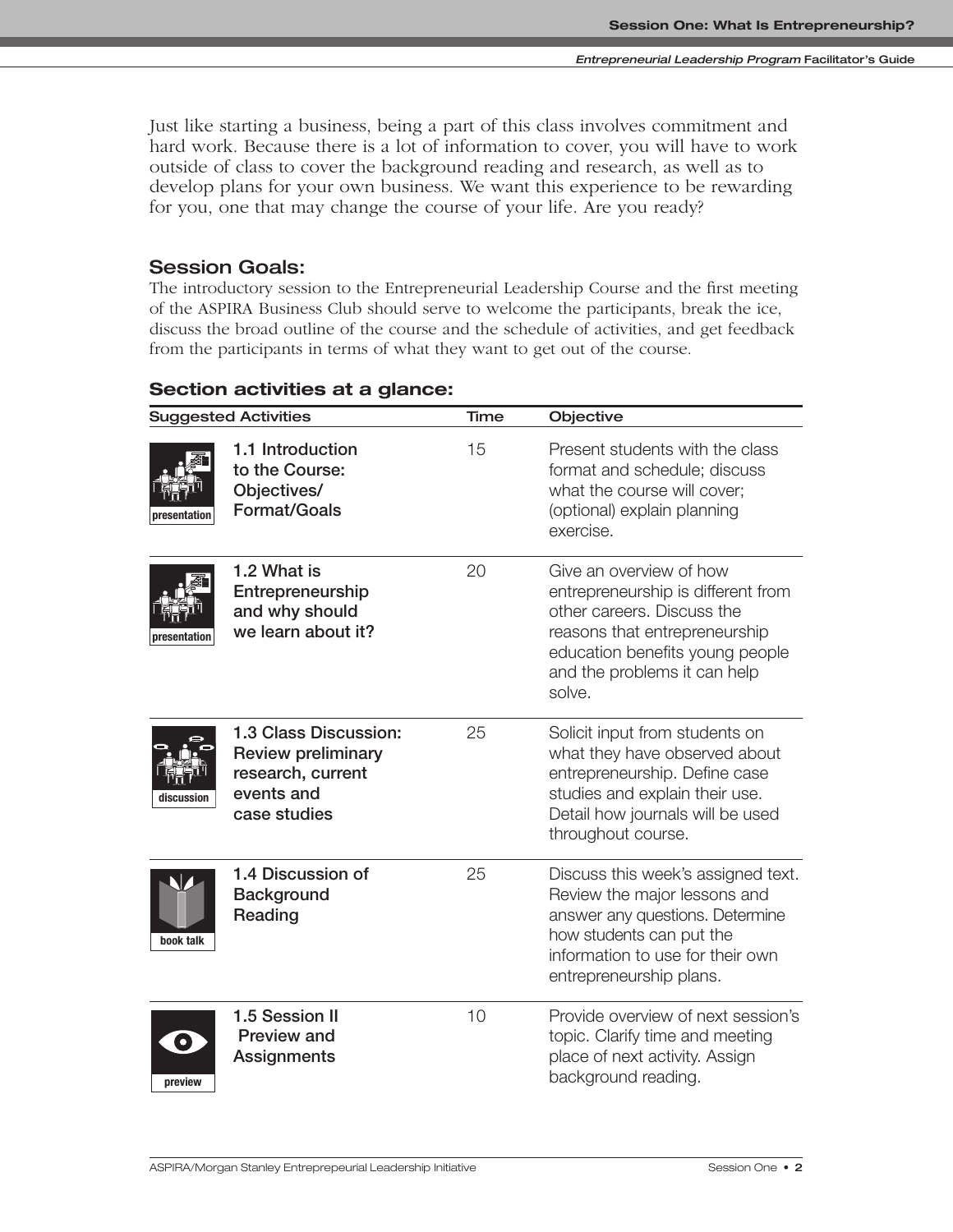Just like starting a business, being a part of this class involves commitment and hard work. Because there is a lot of information to cover, you will have to work outside of class to cover the background reading and research, as well as to develop plans for your own business. We want this experience to be rewarding for you, one that may change the course of your life. Are you ready?

## Session Goals:

The introductory session to the Entrepreneurial Leadership Course and the first meeting of the ASPIRA Business Club should serve to welcome the participants, break the ice, discuss the broad outline of the course and the schedule of activities, and get feedback from the participants in terms of what they want to get out of the course.

### Section activities at a glance:

| Suggested Activities | | Time | Objective |
|---|---|---|---|
| presentation | 1.1 Introduction to the Course: Objectives/ Format/Goals | 15 | Present students with the class format and schedule; discuss what the course will cover; (optional) explain planning exercise. |
| presentation | 1.2 What is Entrepreneurship and why should we learn about it? | 20 | Give an overview of how entrepreneurship is different from other careers. Discuss the reasons that entrepreneurship education benefits young people and the problems it can help solve. |
| discussion | 1.3 Class Discussion: Review preliminary research, current events and case studies | 25 | Solicit input from students on what they have observed about entrepreneurship. Define case studies and explain their use. Detail how journals will be used throughout course. |
| book talk | 1.4 Discussion of Background Reading | 25 | Discuss this week's assigned text. Review the major lessons and answer any questions. Determine how students can put the information to use for their own entrepreneurship plans. |
| preview | 1.5 Session II Preview and Assignments | 10 | Provide overview of next session's topic. Clarify time and meeting place of next activity. Assign background reading. |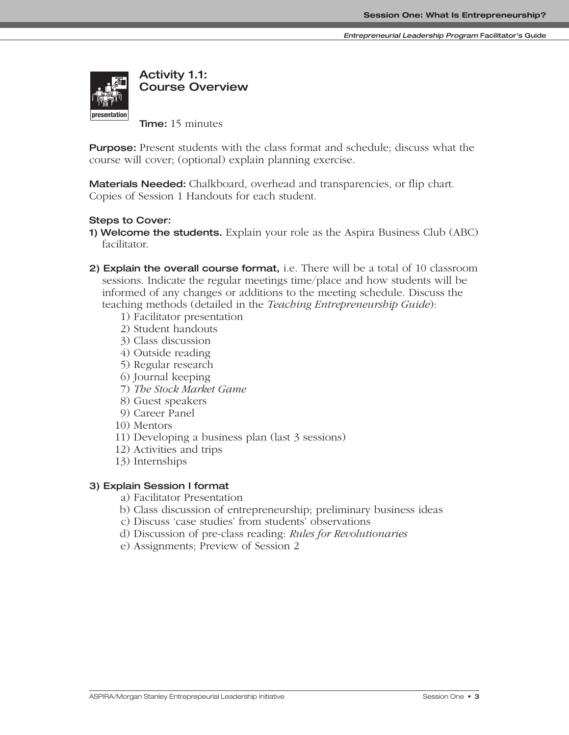## Activity 1.1: Course Overview

presentation

**Time:** 15 minutes

**Purpose:** Present students with the class format and schedule; discuss what the course will cover; (optional) explain planning exercise.

**Materials Needed:** Chalkboard, overhead and transparencies, or flip chart. Copies of Session 1 Handouts for each student.

**Steps to Cover:**

**1) Welcome the students.** Explain your role as the Aspira Business Club (ABC) facilitator.

**2) Explain the overall course format,** i.e. There will be a total of 10 classroom sessions. Indicate the regular meetings time/place and how students will be informed of any changes or additions to the meeting schedule. Discuss the teaching methods (detailed in the *Teaching Entrepreneurship Guide*):

1) Facilitator presentation
2) Student handouts
3) Class discussion
4) Outside reading
5) Regular research
6) Journal keeping
7) *The Stock Market Game*
8) Guest speakers
9) Career Panel
10) Mentors
11) Developing a business plan (last 3 sessions)
12) Activities and trips
13) Internships

**3) Explain Session I format**

a) Facilitator Presentation
b) Class discussion of entrepreneurship; preliminary business ideas
c) Discuss 'case studies' from students' observations
d) Discussion of pre-class reading: *Rules for Revolutionaries*
e) Assignments; Preview of Session 2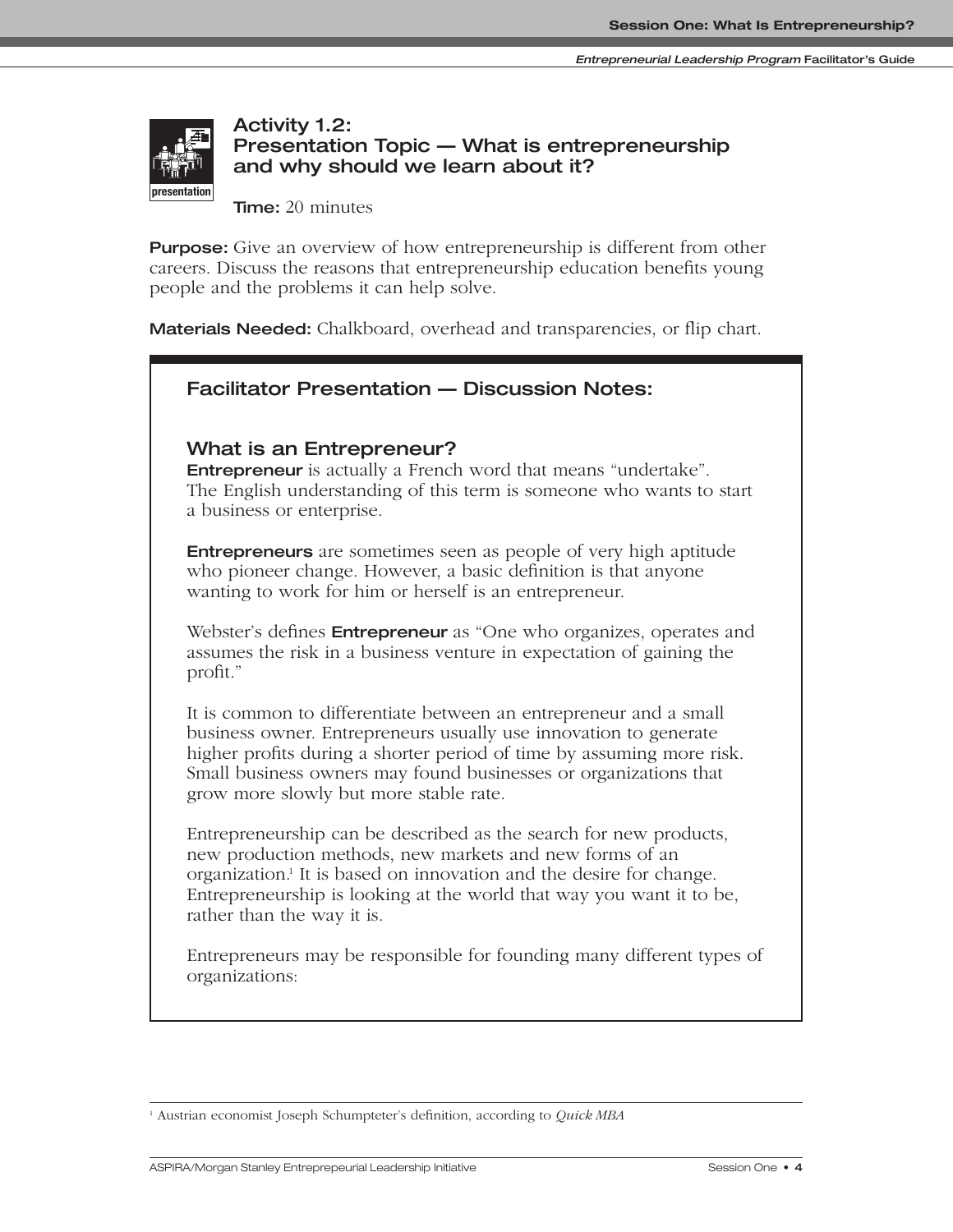## Activity 1.2:
## Presentation Topic — What is entrepreneurship and why should we learn about it?

**Time:** 20 minutes

**Purpose:** Give an overview of how entrepreneurship is different from other careers. Discuss the reasons that entrepreneurship education benefits young people and the problems it can help solve.

**Materials Needed:** Chalkboard, overhead and transparencies, or flip chart.

### Facilitator Presentation — Discussion Notes:

#### What is an Entrepreneur?

**Entrepreneur** is actually a French word that means "undertake". The English understanding of this term is someone who wants to start a business or enterprise.

**Entrepreneurs** are sometimes seen as people of very high aptitude who pioneer change. However, a basic definition is that anyone wanting to work for him or herself is an entrepreneur.

Webster's defines **Entrepreneur** as "One who organizes, operates and assumes the risk in a business venture in expectation of gaining the profit."

It is common to differentiate between an entrepreneur and a small business owner. Entrepreneurs usually use innovation to generate higher profits during a shorter period of time by assuming more risk. Small business owners may found businesses or organizations that grow more slowly but more stable rate.

Entrepreneurship can be described as the search for new products, new production methods, new markets and new forms of an organization.[1] It is based on innovation and the desire for change. Entrepreneurship is looking at the world that way you want it to be, rather than the way it is.

Entrepreneurs may be responsible for founding many different types of organizations:

---

[1] Austrian economist Joseph Schumpteter's definition, according to *Quick MBA*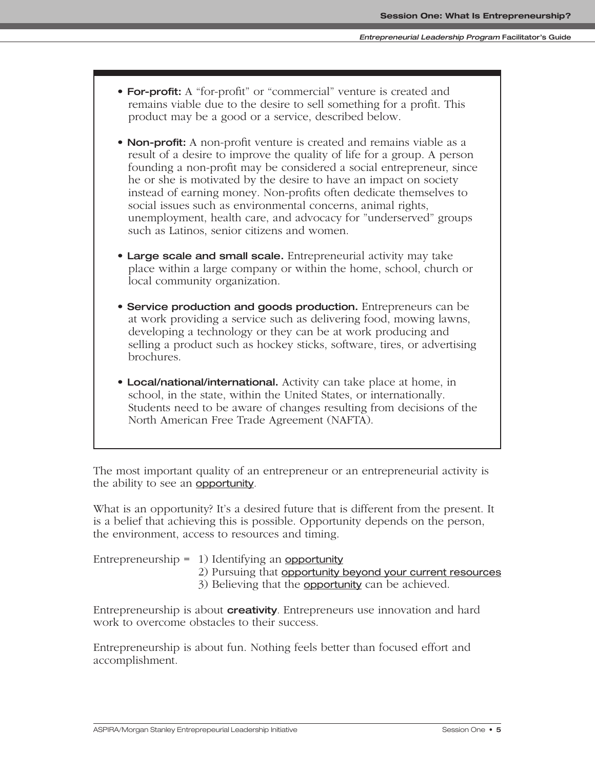- **For-profit:** A "for-profit" or "commercial" venture is created and remains viable due to the desire to sell something for a profit. This product may be a good or a service, described below.

- **Non-profit:** A non-profit venture is created and remains viable as a result of a desire to improve the quality of life for a group. A person founding a non-profit may be considered a social entrepreneur, since he or she is motivated by the desire to have an impact on society instead of earning money. Non-profits often dedicate themselves to social issues such as environmental concerns, animal rights, unemployment, health care, and advocacy for "underserved" groups such as Latinos, senior citizens and women.

- **Large scale and small scale.** Entrepreneurial activity may take place within a large company or within the home, school, church or local community organization.

- **Service production and goods production.** Entrepreneurs can be at work providing a service such as delivering food, mowing lawns, developing a technology or they can be at work producing and selling a product such as hockey sticks, software, tires, or advertising brochures.

- **Local/national/international.** Activity can take place at home, in school, in the state, within the United States, or internationally. Students need to be aware of changes resulting from decisions of the North American Free Trade Agreement (NAFTA).

The most important quality of an entrepreneur or an entrepreneurial activity is the ability to see an opportunity.

What is an opportunity? It's a desired future that is different from the present. It is a belief that achieving this is possible. Opportunity depends on the person, the environment, access to resources and timing.

Entrepreneurship = 1) Identifying an opportunity
2) Pursuing that opportunity beyond your current resources
3) Believing that the opportunity can be achieved.

Entrepreneurship is about **creativity**. Entrepreneurs use innovation and hard work to overcome obstacles to their success.

Entrepreneurship is about fun. Nothing feels better than focused effort and accomplishment.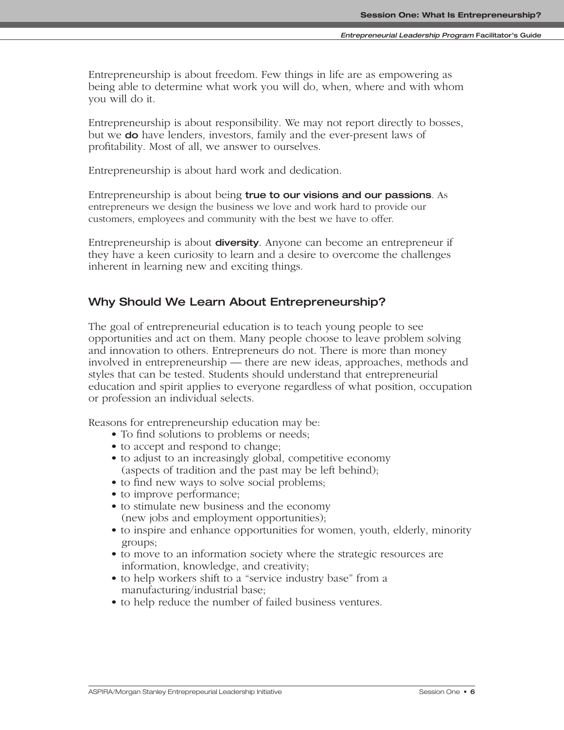Entrepreneurship is about freedom. Few things in life are as empowering as being able to determine what work you will do, when, where and with whom you will do it.

Entrepreneurship is about responsibility. We may not report directly to bosses, but we **do** have lenders, investors, family and the ever-present laws of profitability. Most of all, we answer to ourselves.

Entrepreneurship is about hard work and dedication.

Entrepreneurship is about being **true to our visions and our passions**. As entrepreneurs we design the business we love and work hard to provide our customers, employees and community with the best we have to offer.

Entrepreneurship is about **diversity**. Anyone can become an entrepreneur if they have a keen curiosity to learn and a desire to overcome the challenges inherent in learning new and exciting things.

## Why Should We Learn About Entrepreneurship?

The goal of entrepreneurial education is to teach young people to see opportunities and act on them. Many people choose to leave problem solving and innovation to others. Entrepreneurs do not. There is more than money involved in entrepreneurship — there are new ideas, approaches, methods and styles that can be tested. Students should understand that entrepreneurial education and spirit applies to everyone regardless of what position, occupation or profession an individual selects.

Reasons for entrepreneurship education may be:

- To find solutions to problems or needs;
- to accept and respond to change;
- to adjust to an increasingly global, competitive economy (aspects of tradition and the past may be left behind);
- to find new ways to solve social problems;
- to improve performance;
- to stimulate new business and the economy (new jobs and employment opportunities);
- to inspire and enhance opportunities for women, youth, elderly, minority groups;
- to move to an information society where the strategic resources are information, knowledge, and creativity;
- to help workers shift to a "service industry base" from a manufacturing/industrial base;
- to help reduce the number of failed business ventures.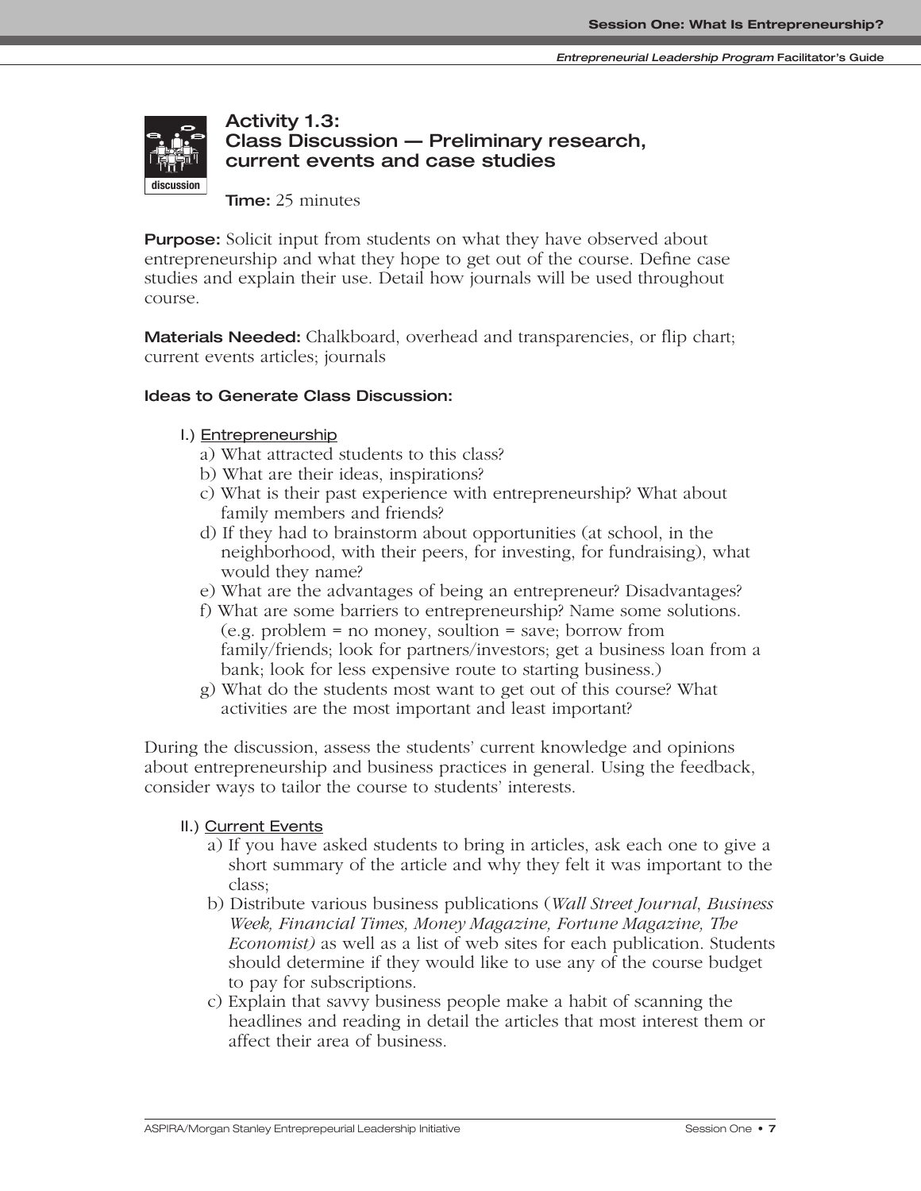## Activity 1.3: Class Discussion — Preliminary research, current events and case studies

**Time:** 25 minutes

**Purpose:** Solicit input from students on what they have observed about entrepreneurship and what they hope to get out of the course. Define case studies and explain their use. Detail how journals will be used throughout course.

**Materials Needed:** Chalkboard, overhead and transparencies, or flip chart; current events articles; journals

**Ideas to Generate Class Discussion:**

I.) Entrepreneurship

a) What attracted students to this class?
b) What are their ideas, inspirations?
c) What is their past experience with entrepreneurship? What about family members and friends?
d) If they had to brainstorm about opportunities (at school, in the neighborhood, with their peers, for investing, for fundraising), what would they name?
e) What are the advantages of being an entrepreneur? Disadvantages?
f) What are some barriers to entrepreneurship? Name some solutions. (e.g. problem = no money, soultion = save; borrow from family/friends; look for partners/investors; get a business loan from a bank; look for less expensive route to starting business.)
g) What do the students most want to get out of this course? What activities are the most important and least important?

During the discussion, assess the students' current knowledge and opinions about entrepreneurship and business practices in general. Using the feedback, consider ways to tailor the course to students' interests.

II.) Current Events

a) If you have asked students to bring in articles, ask each one to give a short summary of the article and why they felt it was important to the class;
b) Distribute various business publications (*Wall Street Journal*, *Business Week, Financial Times, Money Magazine, Fortune Magazine, The Economist)* as well as a list of web sites for each publication. Students should determine if they would like to use any of the course budget to pay for subscriptions.
c) Explain that savvy business people make a habit of scanning the headlines and reading in detail the articles that most interest them or affect their area of business.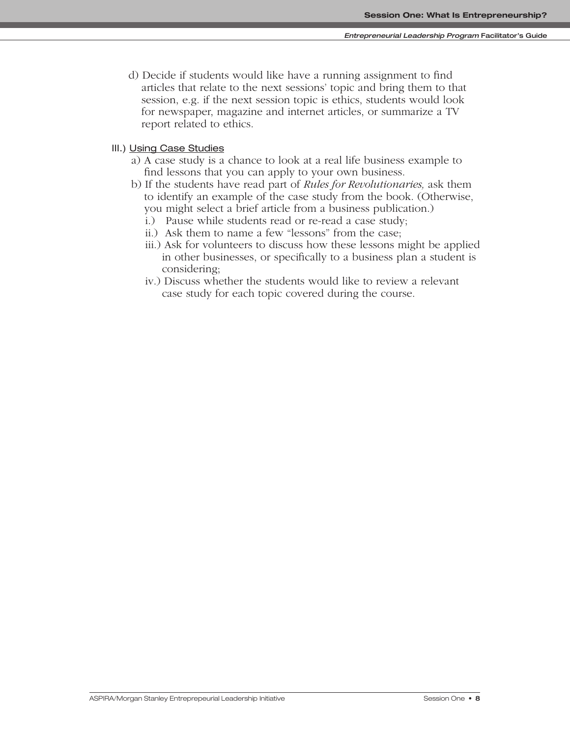d) Decide if students would like have a running assignment to find articles that relate to the next sessions' topic and bring them to that session, e.g. if the next session topic is ethics, students would look for newspaper, magazine and internet articles, or summarize a TV report related to ethics.

III.) <u>Using Case Studies</u>

a) A case study is a chance to look at a real life business example to find lessons that you can apply to your own business.

b) If the students have read part of *Rules for Revolutionaries,* ask them to identify an example of the case study from the book. (Otherwise, you might select a brief article from a business publication.)

   i.) Pause while students read or re-read a case study;

   ii.) Ask them to name a few "lessons" from the case;

   iii.) Ask for volunteers to discuss how these lessons might be applied in other businesses, or specifically to a business plan a student is considering;

   iv.) Discuss whether the students would like to review a relevant case study for each topic covered during the course.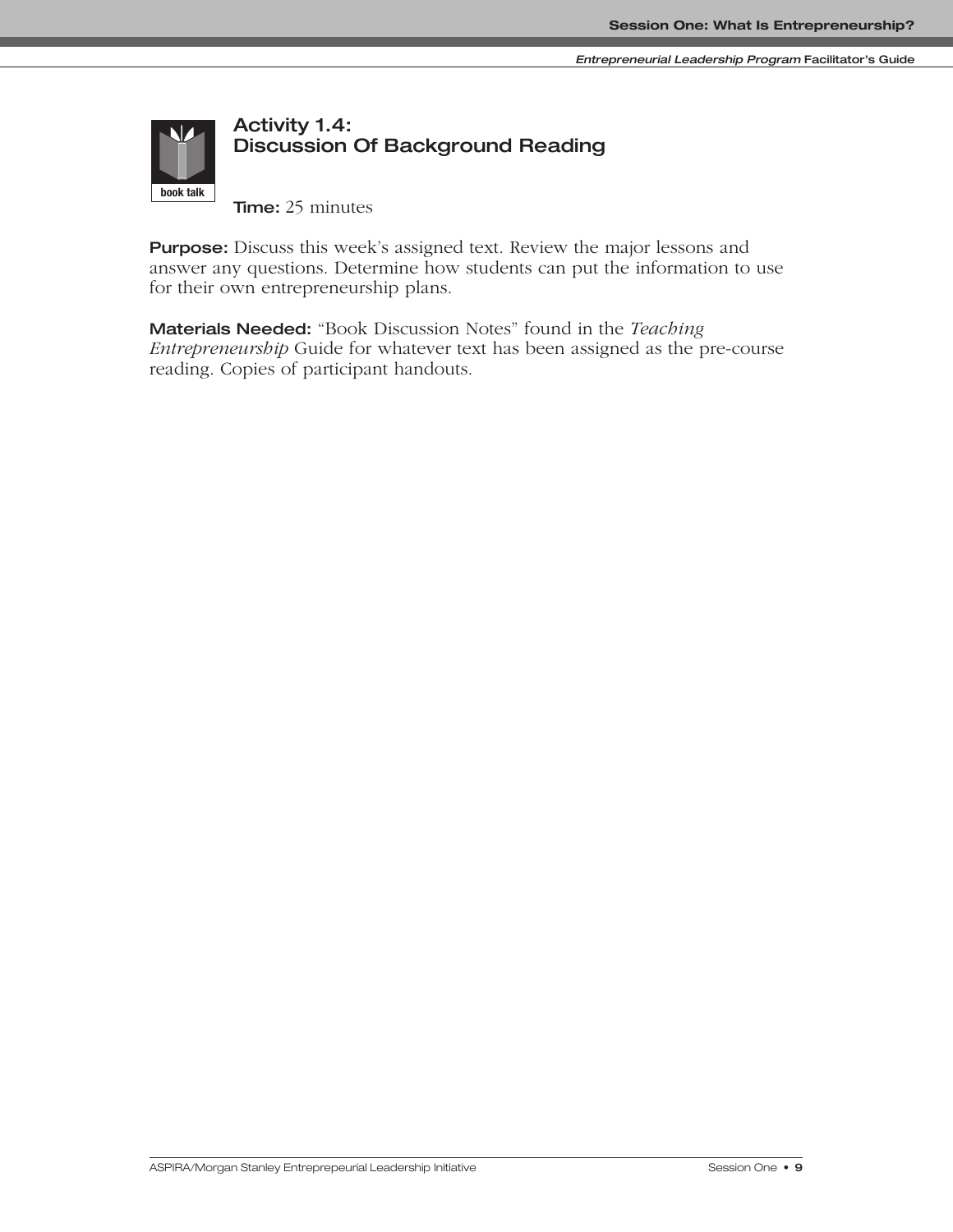book talk

## Activity 1.4: Discussion Of Background Reading

**Time:** 25 minutes

**Purpose:** Discuss this week's assigned text. Review the major lessons and answer any questions. Determine how students can put the information to use for their own entrepreneurship plans.

**Materials Needed:** "Book Discussion Notes" found in the *Teaching Entrepreneurship* Guide for whatever text has been assigned as the pre-course reading. Copies of participant handouts.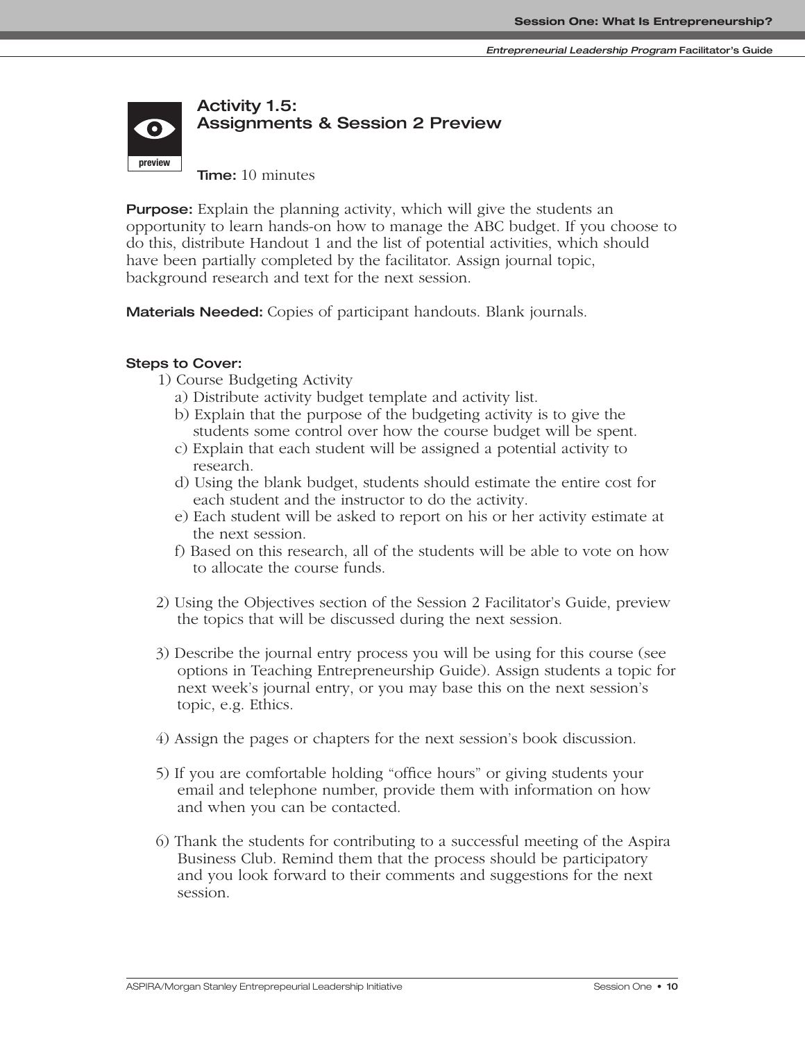## Activity 1.5: Assignments & Session 2 Preview

preview

**Time:** 10 minutes

**Purpose:** Explain the planning activity, which will give the students an opportunity to learn hands-on how to manage the ABC budget. If you choose to do this, distribute Handout 1 and the list of potential activities, which should have been partially completed by the facilitator. Assign journal topic, background research and text for the next session.

**Materials Needed:** Copies of participant handouts. Blank journals.

**Steps to Cover:**

1) Course Budgeting Activity
   a) Distribute activity budget template and activity list.
   b) Explain that the purpose of the budgeting activity is to give the students some control over how the course budget will be spent.
   c) Explain that each student will be assigned a potential activity to research.
   d) Using the blank budget, students should estimate the entire cost for each student and the instructor to do the activity.
   e) Each student will be asked to report on his or her activity estimate at the next session.
   f) Based on this research, all of the students will be able to vote on how to allocate the course funds.

2) Using the Objectives section of the Session 2 Facilitator's Guide, preview the topics that will be discussed during the next session.

3) Describe the journal entry process you will be using for this course (see options in Teaching Entrepreneurship Guide). Assign students a topic for next week's journal entry, or you may base this on the next session's topic, e.g. Ethics.

4) Assign the pages or chapters for the next session's book discussion.

5) If you are comfortable holding "office hours" or giving students your email and telephone number, provide them with information on how and when you can be contacted.

6) Thank the students for contributing to a successful meeting of the Aspira Business Club. Remind them that the process should be participatory and you look forward to their comments and suggestions for the next session.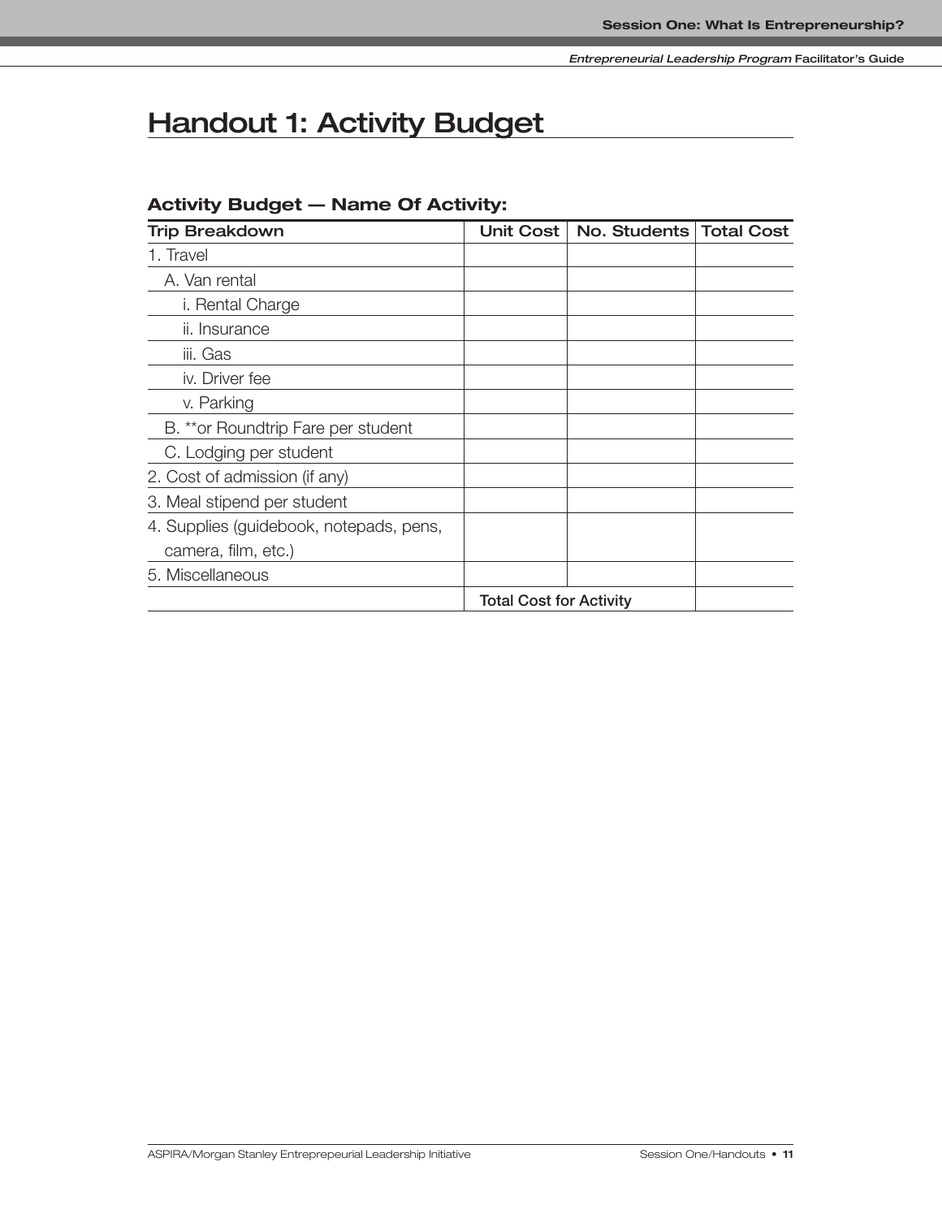# Handout 1: Activity Budget

### Activity Budget — Name Of Activity:

| Trip Breakdown | Unit Cost | No. Students | Total Cost |
|---|---|---|---|
| 1. Travel | | | |
| A. Van rental | | | |
| i. Rental Charge | | | |
| ii. Insurance | | | |
| iii. Gas | | | |
| iv. Driver fee | | | |
| v. Parking | | | |
| B. **or Roundtrip Fare per student | | | |
| C. Lodging per student | | | |
| 2. Cost of admission (if any) | | | |
| 3. Meal stipend per student | | | |
| 4. Supplies (guidebook, notepads, pens, camera, film, etc.) | | | |
| 5. Miscellaneous | | | |
| | **Total Cost for Activity** | | |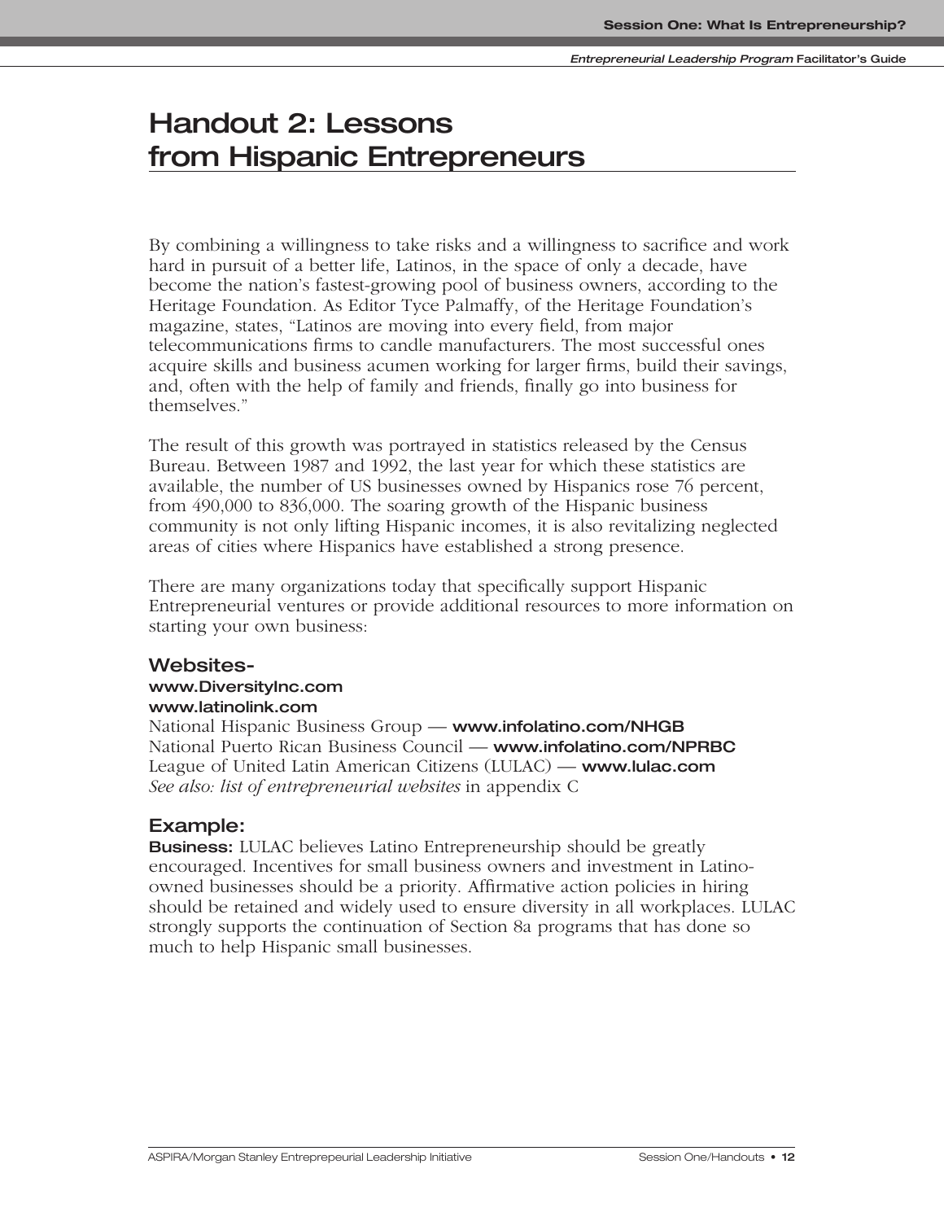# Handout 2: Lessons from Hispanic Entrepreneurs

By combining a willingness to take risks and a willingness to sacrifice and work hard in pursuit of a better life, Latinos, in the space of only a decade, have become the nation's fastest-growing pool of business owners, according to the Heritage Foundation. As Editor Tyce Palmaffy, of the Heritage Foundation's magazine, states, "Latinos are moving into every field, from major telecommunications firms to candle manufacturers. The most successful ones acquire skills and business acumen working for larger firms, build their savings, and, often with the help of family and friends, finally go into business for themselves."

The result of this growth was portrayed in statistics released by the Census Bureau. Between 1987 and 1992, the last year for which these statistics are available, the number of US businesses owned by Hispanics rose 76 percent, from 490,000 to 836,000. The soaring growth of the Hispanic business community is not only lifting Hispanic incomes, it is also revitalizing neglected areas of cities where Hispanics have established a strong presence.

There are many organizations today that specifically support Hispanic Entrepreneurial ventures or provide additional resources to more information on starting your own business:

### Websites-

**www.DiversityInc.com**
**www.latinolink.com**
National Hispanic Business Group — **www.infolatino.com/NHGB**
National Puerto Rican Business Council — **www.infolatino.com/NPRBC**
League of United Latin American Citizens (LULAC) — **www.lulac.com**
*See also: list of entrepreneurial websites* in appendix C

### Example:

**Business:** LULAC believes Latino Entrepreneurship should be greatly encouraged. Incentives for small business owners and investment in Latino-owned businesses should be a priority. Affirmative action policies in hiring should be retained and widely used to ensure diversity in all workplaces. LULAC strongly supports the continuation of Section 8a programs that has done so much to help Hispanic small businesses.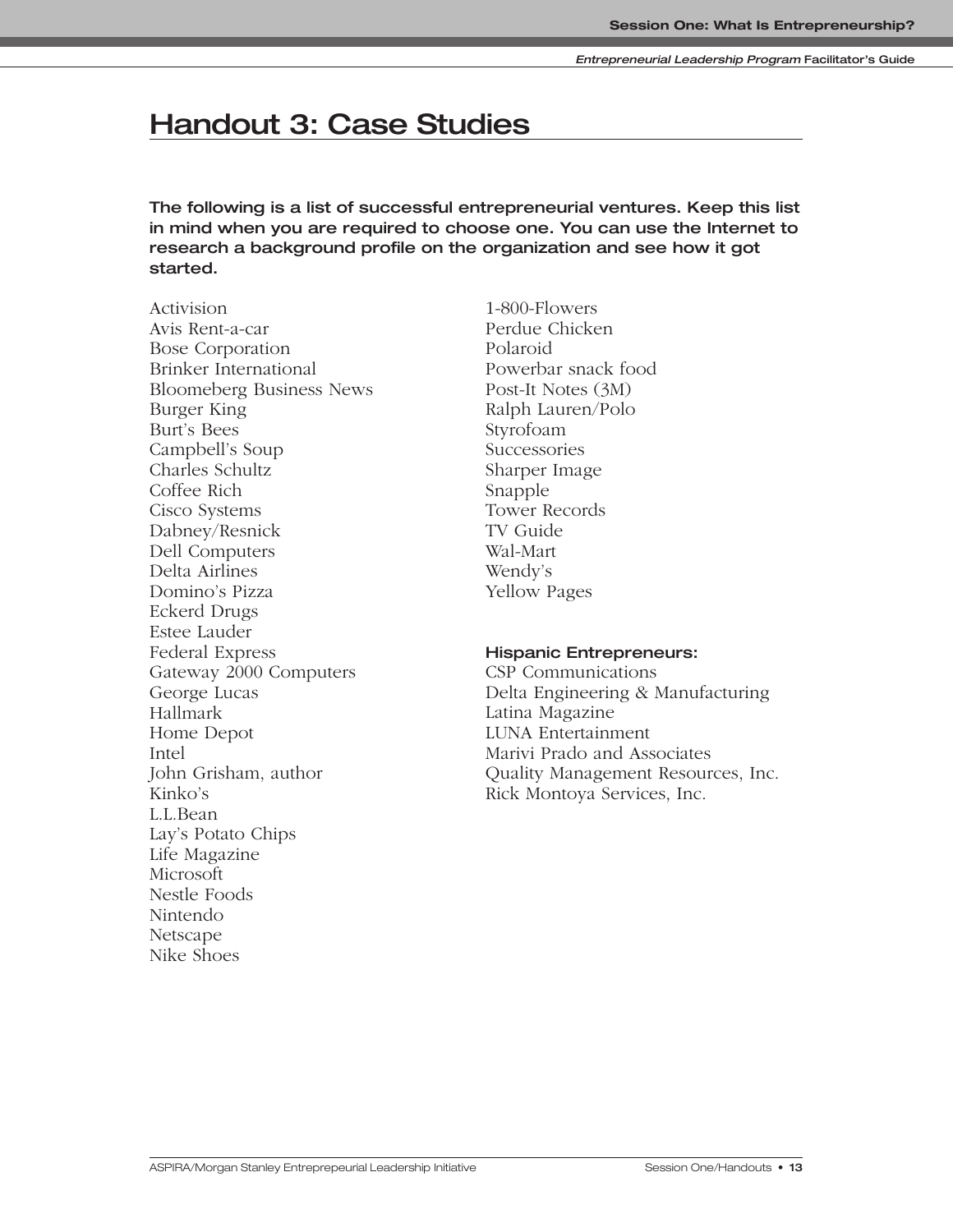# Handout 3: Case Studies

**The following is a list of successful entrepreneurial ventures. Keep this list in mind when you are required to choose one. You can use the Internet to research a background profile on the organization and see how it got started.**

Activision
Avis Rent-a-car
Bose Corporation
Brinker International
Bloomeberg Business News
Burger King
Burt's Bees
Campbell's Soup
Charles Schultz
Coffee Rich
Cisco Systems
Dabney/Resnick
Dell Computers
Delta Airlines
Domino's Pizza
Eckerd Drugs
Estee Lauder
Federal Express
Gateway 2000 Computers
George Lucas
Hallmark
Home Depot
Intel
John Grisham, author
Kinko's
L.L.Bean
Lay's Potato Chips
Life Magazine
Microsoft
Nestle Foods
Nintendo
Netscape
Nike Shoes
1-800-Flowers
Perdue Chicken
Polaroid
Powerbar snack food
Post-It Notes (3M)
Ralph Lauren/Polo
Styrofoam
Successories
Sharper Image
Snapple
Tower Records
TV Guide
Wal-Mart
Wendy's
Yellow Pages

**Hispanic Entrepreneurs:**

CSP Communications
Delta Engineering & Manufacturing
Latina Magazine
LUNA Entertainment
Marivi Prado and Associates
Quality Management Resources, Inc.
Rick Montoya Services, Inc.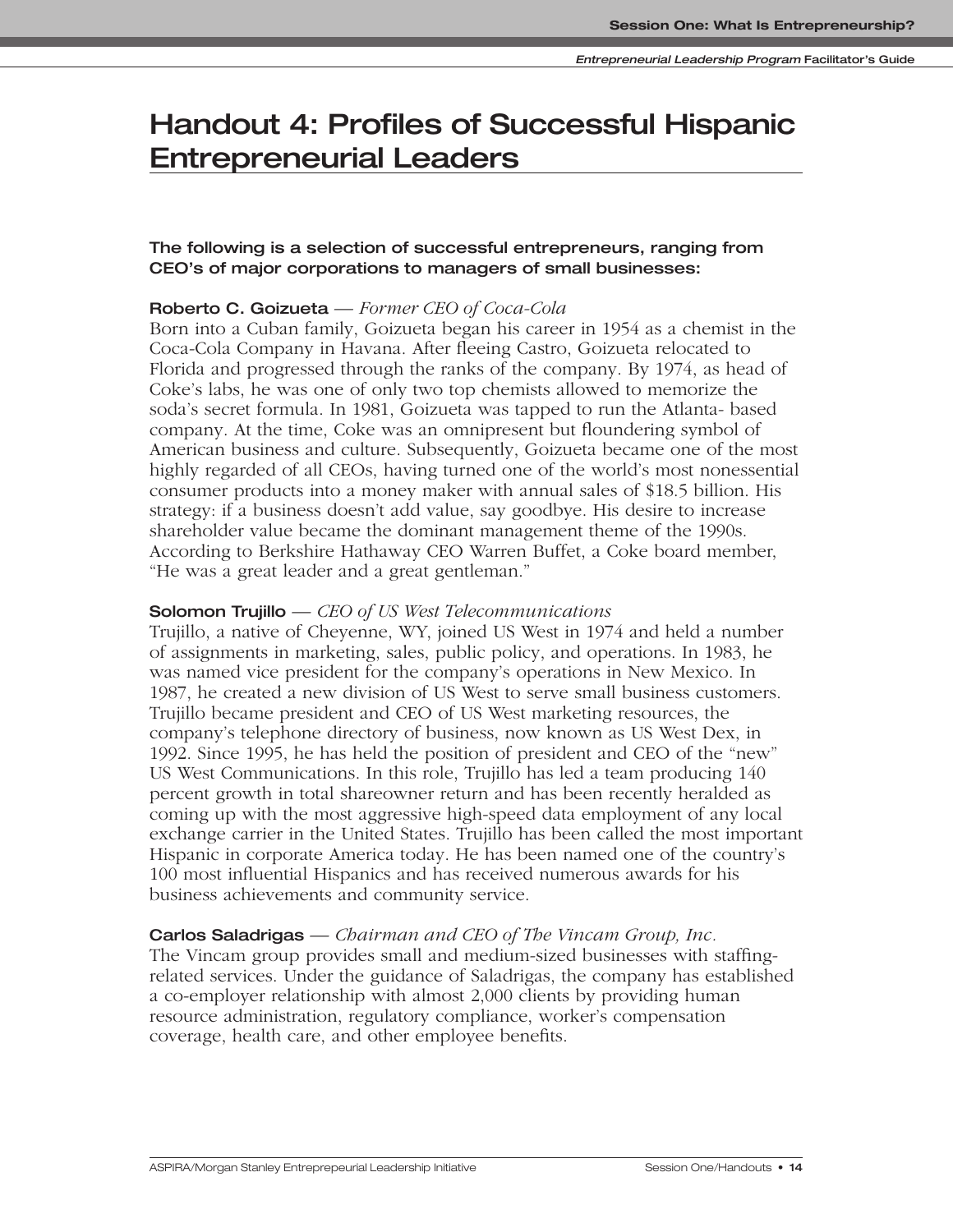# Handout 4: Profiles of Successful Hispanic Entrepreneurial Leaders

**The following is a selection of successful entrepreneurs, ranging from CEO's of major corporations to managers of small businesses:**

**Roberto C. Goizueta** — *Former CEO of Coca-Cola*
Born into a Cuban family, Goizueta began his career in 1954 as a chemist in the Coca-Cola Company in Havana. After fleeing Castro, Goizueta relocated to Florida and progressed through the ranks of the company. By 1974, as head of Coke's labs, he was one of only two top chemists allowed to memorize the soda's secret formula. In 1981, Goizueta was tapped to run the Atlanta- based company. At the time, Coke was an omnipresent but floundering symbol of American business and culture. Subsequently, Goizueta became one of the most highly regarded of all CEOs, having turned one of the world's most nonessential consumer products into a money maker with annual sales of $18.5 billion. His strategy: if a business doesn't add value, say goodbye. His desire to increase shareholder value became the dominant management theme of the 1990s. According to Berkshire Hathaway CEO Warren Buffet, a Coke board member, "He was a great leader and a great gentleman."

**Solomon Trujillo** — *CEO of US West Telecommunications*
Trujillo, a native of Cheyenne, WY, joined US West in 1974 and held a number of assignments in marketing, sales, public policy, and operations. In 1983, he was named vice president for the company's operations in New Mexico. In 1987, he created a new division of US West to serve small business customers. Trujillo became president and CEO of US West marketing resources, the company's telephone directory of business, now known as US West Dex, in 1992. Since 1995, he has held the position of president and CEO of the "new" US West Communications. In this role, Trujillo has led a team producing 140 percent growth in total shareowner return and has been recently heralded as coming up with the most aggressive high-speed data employment of any local exchange carrier in the United States. Trujillo has been called the most important Hispanic in corporate America today. He has been named one of the country's 100 most influential Hispanics and has received numerous awards for his business achievements and community service.

**Carlos Saladrigas** — *Chairman and CEO of The Vincam Group, Inc.*
The Vincam group provides small and medium-sized businesses with staffing-related services. Under the guidance of Saladrigas, the company has established a co-employer relationship with almost 2,000 clients by providing human resource administration, regulatory compliance, worker's compensation coverage, health care, and other employee benefits.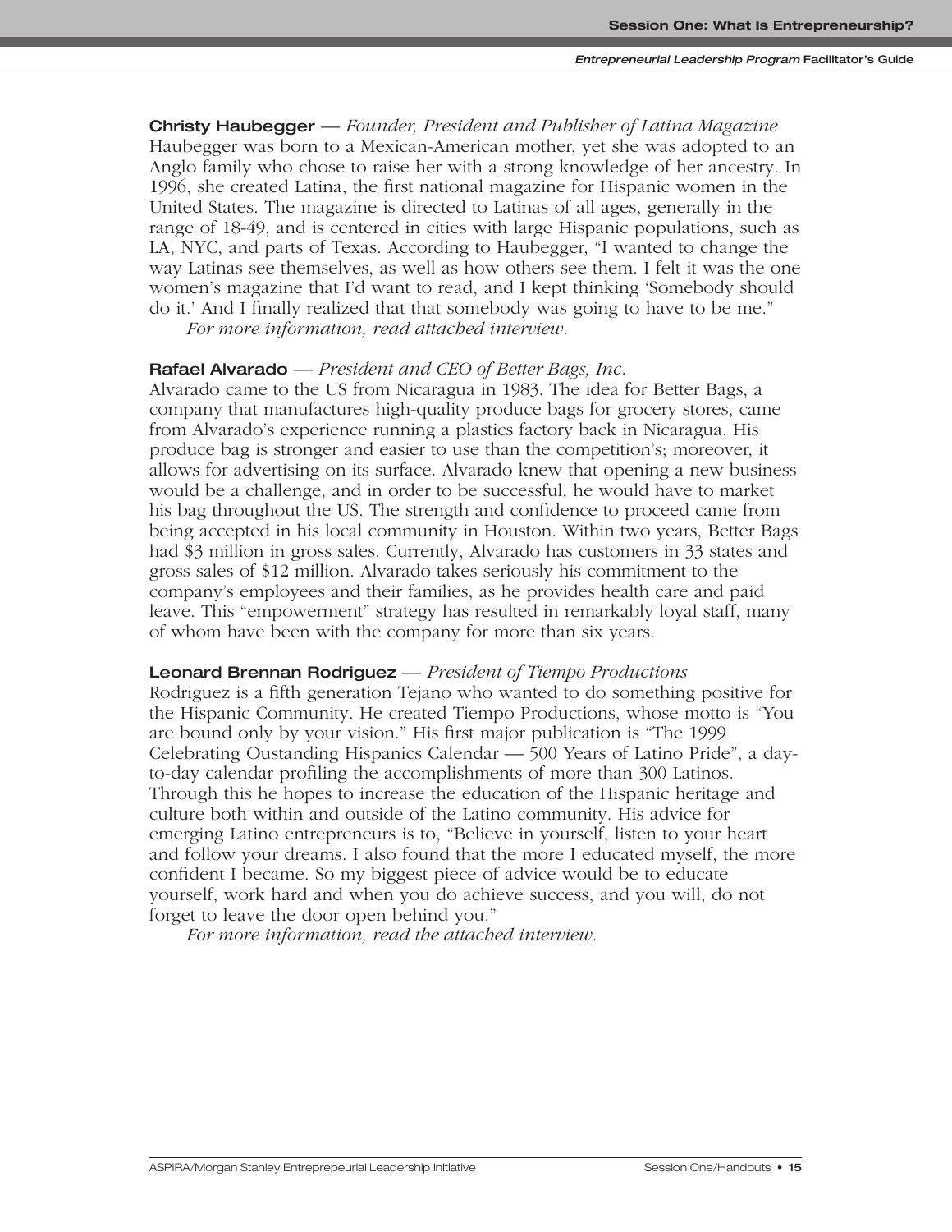**Christy Haubegger** — *Founder, President and Publisher of Latina Magazine*
Haubegger was born to a Mexican-American mother, yet she was adopted to an Anglo family who chose to raise her with a strong knowledge of her ancestry. In 1996, she created Latina, the first national magazine for Hispanic women in the United States. The magazine is directed to Latinas of all ages, generally in the range of 18-49, and is centered in cities with large Hispanic populations, such as LA, NYC, and parts of Texas. According to Haubegger, "I wanted to change the way Latinas see themselves, as well as how others see them. I felt it was the one women's magazine that I'd want to read, and I kept thinking 'Somebody should do it.' And I finally realized that that somebody was going to have to be me."

*For more information, read attached interview.*

**Rafael Alvarado** — *President and CEO of Better Bags, Inc.*
Alvarado came to the US from Nicaragua in 1983. The idea for Better Bags, a company that manufactures high-quality produce bags for grocery stores, came from Alvarado's experience running a plastics factory back in Nicaragua. His produce bag is stronger and easier to use than the competition's; moreover, it allows for advertising on its surface. Alvarado knew that opening a new business would be a challenge, and in order to be successful, he would have to market his bag throughout the US. The strength and confidence to proceed came from being accepted in his local community in Houston. Within two years, Better Bags had $3 million in gross sales. Currently, Alvarado has customers in 33 states and gross sales of $12 million. Alvarado takes seriously his commitment to the company's employees and their families, as he provides health care and paid leave. This "empowerment" strategy has resulted in remarkably loyal staff, many of whom have been with the company for more than six years.

**Leonard Brennan Rodriguez** — *President of Tiempo Productions*
Rodriguez is a fifth generation Tejano who wanted to do something positive for the Hispanic Community. He created Tiempo Productions, whose motto is "You are bound only by your vision." His first major publication is "The 1999 Celebrating Oustanding Hispanics Calendar — 500 Years of Latino Pride", a day-to-day calendar profiling the accomplishments of more than 300 Latinos. Through this he hopes to increase the education of the Hispanic heritage and culture both within and outside of the Latino community. His advice for emerging Latino entrepreneurs is to, "Believe in yourself, listen to your heart and follow your dreams. I also found that the more I educated myself, the more confident I became. So my biggest piece of advice would be to educate yourself, work hard and when you do achieve success, and you will, do not forget to leave the door open behind you."

*For more information, read the attached interview.*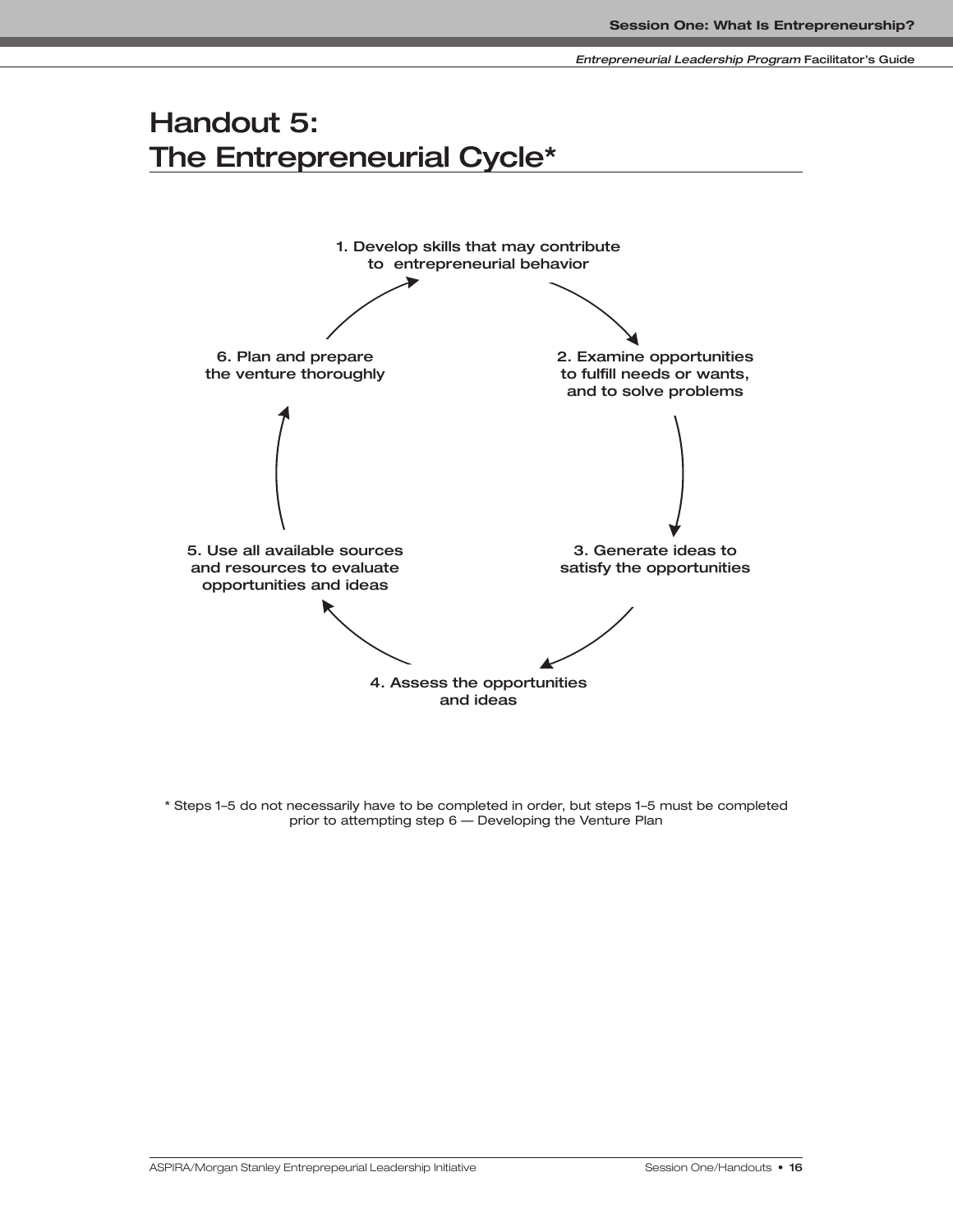# Handout 5: The Entrepreneurial Cycle*

1. Develop skills that may contribute to entrepreneurial behavior

2. Examine opportunities to fulfill needs or wants, and to solve problems

3. Generate ideas to satisfy the opportunities

4. Assess the opportunities and ideas

5. Use all available sources and resources to evaluate opportunities and ideas

6. Plan and prepare the venture thoroughly

* Steps 1–5 do not necessarily have to be completed in order, but steps 1–5 must be completed prior to attempting step 6 — Developing the Venture Plan